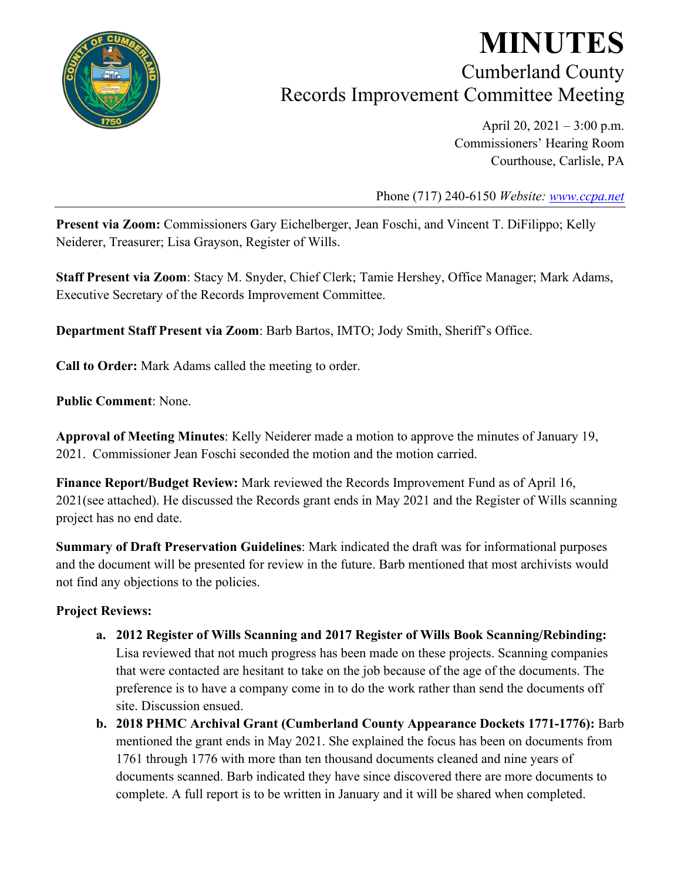# MINUTES

## Cumberland County
## Records Improvement Committee Meeting

April 20, 2021 – 3:00 p.m.
Commissioners' Hearing Room
Courthouse, Carlisle, PA

Phone (717) 240-6150 *Website: [www.ccpa.net](http://www.ccpa.net)*

---

**Present via Zoom:** Commissioners Gary Eichelberger, Jean Foschi, and Vincent T. DiFilippo; Kelly Neiderer, Treasurer; Lisa Grayson, Register of Wills.

**Staff Present via Zoom**: Stacy M. Snyder, Chief Clerk; Tamie Hershey, Office Manager; Mark Adams, Executive Secretary of the Records Improvement Committee.

**Department Staff Present via Zoom**: Barb Bartos, IMTO; Jody Smith, Sheriff's Office.

**Call to Order:** Mark Adams called the meeting to order.

**Public Comment**: None.

**Approval of Meeting Minutes**: Kelly Neiderer made a motion to approve the minutes of January 19, 2021. Commissioner Jean Foschi seconded the motion and the motion carried.

**Finance Report/Budget Review:** Mark reviewed the Records Improvement Fund as of April 16, 2021(see attached). He discussed the Records grant ends in May 2021 and the Register of Wills scanning project has no end date.

**Summary of Draft Preservation Guidelines**: Mark indicated the draft was for informational purposes and the document will be presented for review in the future. Barb mentioned that most archivists would not find any objections to the policies.

**Project Reviews:**

a. **2012 Register of Wills Scanning and 2017 Register of Wills Book Scanning/Rebinding:** Lisa reviewed that not much progress has been made on these projects. Scanning companies that were contacted are hesitant to take on the job because of the age of the documents. The preference is to have a company come in to do the work rather than send the documents off site. Discussion ensued.

b. **2018 PHMC Archival Grant (Cumberland County Appearance Dockets 1771-1776):** Barb mentioned the grant ends in May 2021. She explained the focus has been on documents from 1761 through 1776 with more than ten thousand documents cleaned and nine years of documents scanned. Barb indicated they have since discovered there are more documents to complete. A full report is to be written in January and it will be shared when completed.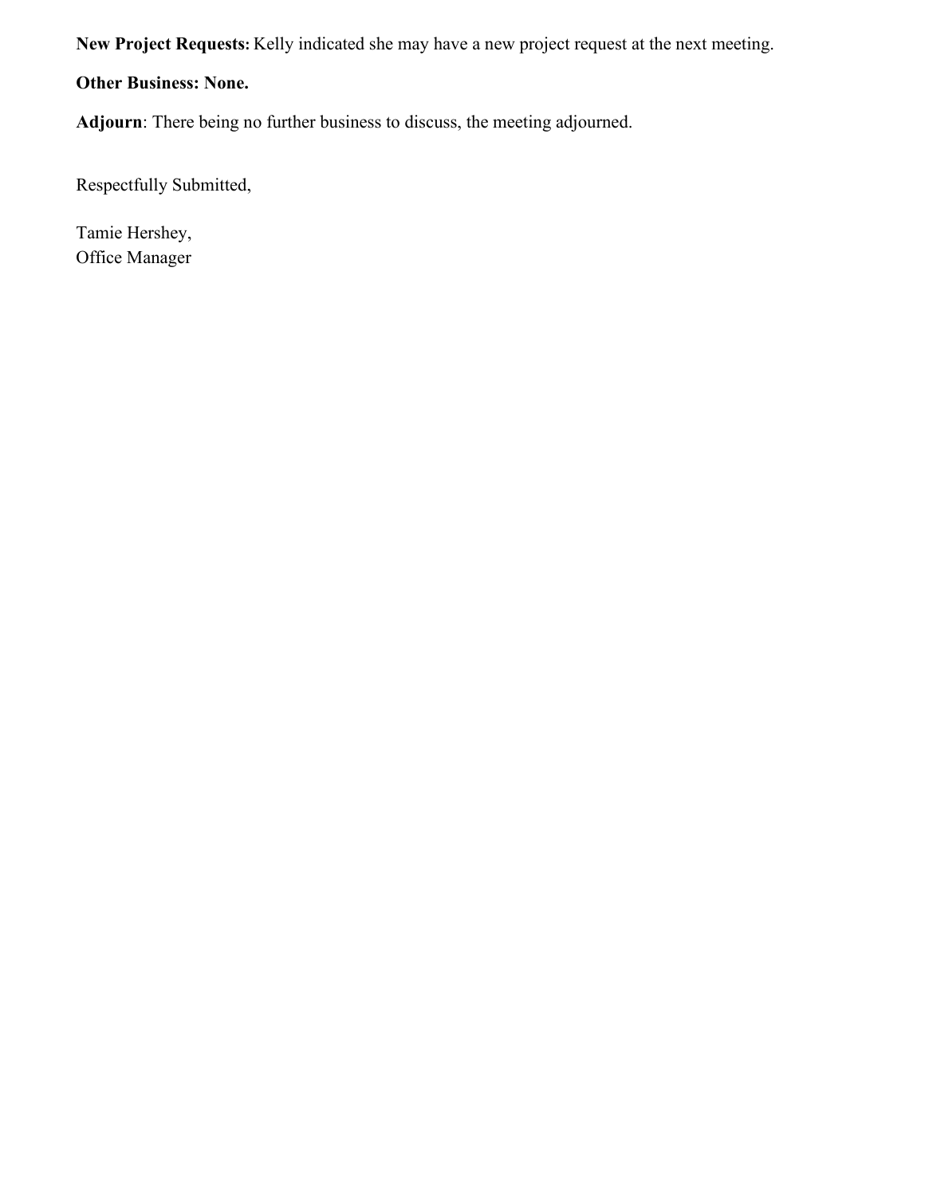**New Project Requests:** Kelly indicated she may have a new project request at the next meeting.

**Other Business: None.**

**Adjourn**: There being no further business to discuss, the meeting adjourned.

Respectfully Submitted,

Tamie Hershey,
Office Manager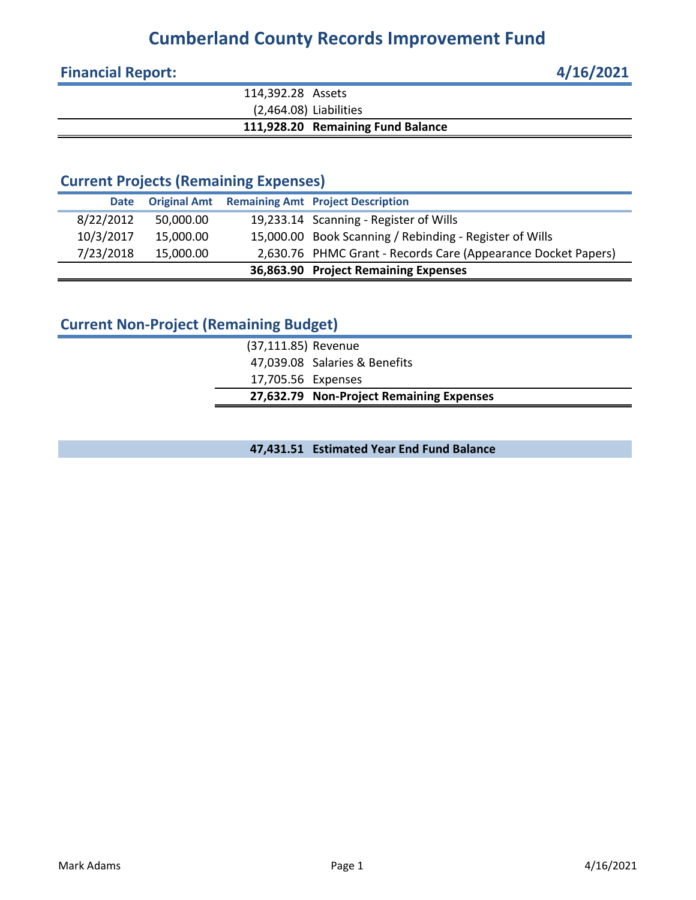# Cumberland County Records Improvement Fund

## Financial Report: 4/16/2021

| | |
|---|---|
| 114,392.28 | Assets |
| (2,464.08) | Liabilities |
| **111,928.20** | **Remaining Fund Balance** |

## Current Projects (Remaining Expenses)

| Date | Original Amt | Remaining Amt | Project Description |
|---|---|---|---|
| 8/22/2012 | 50,000.00 | 19,233.14 | Scanning - Register of Wills |
| 10/3/2017 | 15,000.00 | 15,000.00 | Book Scanning / Rebinding - Register of Wills |
| 7/23/2018 | 15,000.00 | 2,630.76 | PHMC Grant - Records Care (Appearance Docket Papers) |
| | | **36,863.90** | **Project Remaining Expenses** |

## Current Non-Project (Remaining Budget)

| | |
|---|---|
| (37,111.85) | Revenue |
| 47,039.08 | Salaries & Benefits |
| 17,705.56 | Expenses |
| **27,632.79** | **Non-Project Remaining Expenses** |

**47,431.51 Estimated Year End Fund Balance**

Mark Adams 4/16/2021